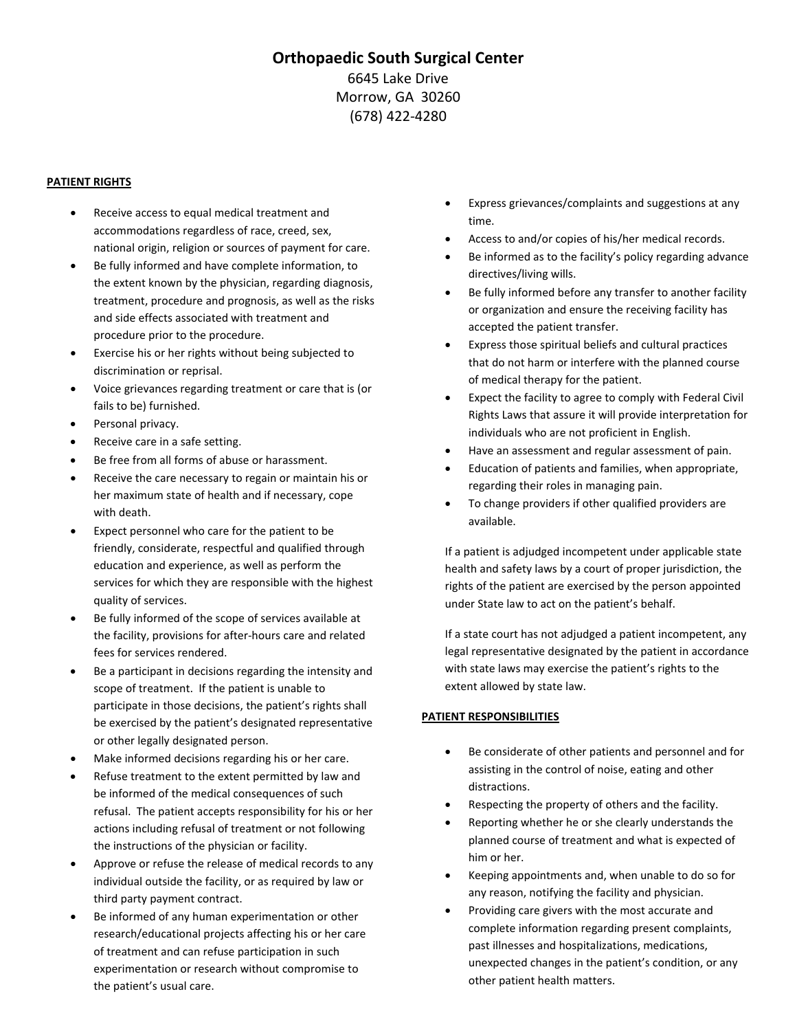# Orthopaedic South Surgical Center

6645 Lake Drive
Morrow, GA 30260
(678) 422-4280

## PATIENT RIGHTS

- Receive access to equal medical treatment and accommodations regardless of race, creed, sex, national origin, religion or sources of payment for care.
- Be fully informed and have complete information, to the extent known by the physician, regarding diagnosis, treatment, procedure and prognosis, as well as the risks and side effects associated with treatment and procedure prior to the procedure.
- Exercise his or her rights without being subjected to discrimination or reprisal.
- Voice grievances regarding treatment or care that is (or fails to be) furnished.
- Personal privacy.
- Receive care in a safe setting.
- Be free from all forms of abuse or harassment.
- Receive the care necessary to regain or maintain his or her maximum state of health and if necessary, cope with death.
- Expect personnel who care for the patient to be friendly, considerate, respectful and qualified through education and experience, as well as perform the services for which they are responsible with the highest quality of services.
- Be fully informed of the scope of services available at the facility, provisions for after-hours care and related fees for services rendered.
- Be a participant in decisions regarding the intensity and scope of treatment. If the patient is unable to participate in those decisions, the patient's rights shall be exercised by the patient's designated representative or other legally designated person.
- Make informed decisions regarding his or her care.
- Refuse treatment to the extent permitted by law and be informed of the medical consequences of such refusal. The patient accepts responsibility for his or her actions including refusal of treatment or not following the instructions of the physician or facility.
- Approve or refuse the release of medical records to any individual outside the facility, or as required by law or third party payment contract.
- Be informed of any human experimentation or other research/educational projects affecting his or her care of treatment and can refuse participation in such experimentation or research without compromise to the patient's usual care.
- Express grievances/complaints and suggestions at any time.
- Access to and/or copies of his/her medical records.
- Be informed as to the facility's policy regarding advance directives/living wills.
- Be fully informed before any transfer to another facility or organization and ensure the receiving facility has accepted the patient transfer.
- Express those spiritual beliefs and cultural practices that do not harm or interfere with the planned course of medical therapy for the patient.
- Expect the facility to agree to comply with Federal Civil Rights Laws that assure it will provide interpretation for individuals who are not proficient in English.
- Have an assessment and regular assessment of pain.
- Education of patients and families, when appropriate, regarding their roles in managing pain.
- To change providers if other qualified providers are available.

If a patient is adjudged incompetent under applicable state health and safety laws by a court of proper jurisdiction, the rights of the patient are exercised by the person appointed under State law to act on the patient's behalf.

If a state court has not adjudged a patient incompetent, any legal representative designated by the patient in accordance with state laws may exercise the patient's rights to the extent allowed by state law.

## PATIENT RESPONSIBILITIES

- Be considerate of other patients and personnel and for assisting in the control of noise, eating and other distractions.
- Respecting the property of others and the facility.
- Reporting whether he or she clearly understands the planned course of treatment and what is expected of him or her.
- Keeping appointments and, when unable to do so for any reason, notifying the facility and physician.
- Providing care givers with the most accurate and complete information regarding present complaints, past illnesses and hospitalizations, medications, unexpected changes in the patient's condition, or any other patient health matters.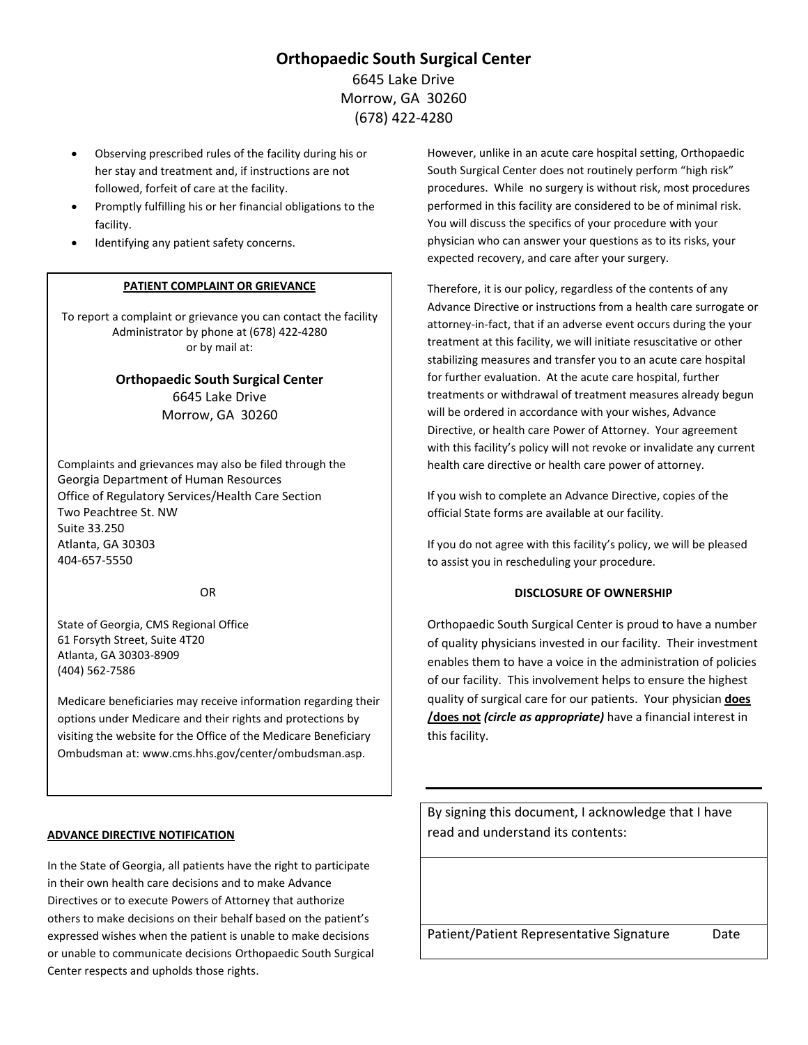# Orthopaedic South Surgical Center

6645 Lake Drive
Morrow, GA 30260
(678) 422-4280

- Observing prescribed rules of the facility during his or her stay and treatment and, if instructions are not followed, forfeit of care at the facility.
- Promptly fulfilling his or her financial obligations to the facility.
- Identifying any patient safety concerns.

**PATIENT COMPLAINT OR GRIEVANCE**

To report a complaint or grievance you can contact the facility Administrator by phone at (678) 422-4280 or by mail at:

**Orthopaedic South Surgical Center**
6645 Lake Drive
Morrow, GA 30260

Complaints and grievances may also be filed through the Georgia Department of Human Resources
Office of Regulatory Services/Health Care Section
Two Peachtree St. NW
Suite 33.250
Atlanta, GA 30303
404-657-5550

OR

State of Georgia, CMS Regional Office
61 Forsyth Street, Suite 4T20
Atlanta, GA 30303-8909
(404) 562-7586

Medicare beneficiaries may receive information regarding their options under Medicare and their rights and protections by visiting the website for the Office of the Medicare Beneficiary Ombudsman at: www.cms.hhs.gov/center/ombudsman.asp.

**ADVANCE DIRECTIVE NOTIFICATION**

In the State of Georgia, all patients have the right to participate in their own health care decisions and to make Advance Directives or to execute Powers of Attorney that authorize others to make decisions on their behalf based on the patient's expressed wishes when the patient is unable to make decisions or unable to communicate decisions Orthopaedic South Surgical Center respects and upholds those rights.

However, unlike in an acute care hospital setting, Orthopaedic South Surgical Center does not routinely perform "high risk" procedures. While no surgery is without risk, most procedures performed in this facility are considered to be of minimal risk. You will discuss the specifics of your procedure with your physician who can answer your questions as to its risks, your expected recovery, and care after your surgery.

Therefore, it is our policy, regardless of the contents of any Advance Directive or instructions from a health care surrogate or attorney-in-fact, that if an adverse event occurs during the your treatment at this facility, we will initiate resuscitative or other stabilizing measures and transfer you to an acute care hospital for further evaluation. At the acute care hospital, further treatments or withdrawal of treatment measures already begun will be ordered in accordance with your wishes, Advance Directive, or health care Power of Attorney. Your agreement with this facility's policy will not revoke or invalidate any current health care directive or health care power of attorney.

If you wish to complete an Advance Directive, copies of the official State forms are available at our facility.

If you do not agree with this facility's policy, we will be pleased to assist you in rescheduling your procedure.

**DISCLOSURE OF OWNERSHIP**

Orthopaedic South Surgical Center is proud to have a number of quality physicians invested in our facility. Their investment enables them to have a voice in the administration of policies of our facility. This involvement helps to ensure the highest quality of surgical care for our patients. Your physician **does /does not** ***(circle as appropriate)*** have a financial interest in this facility.

By signing this document, I acknowledge that I have read and understand its contents:

Patient/Patient Representative Signature          Date